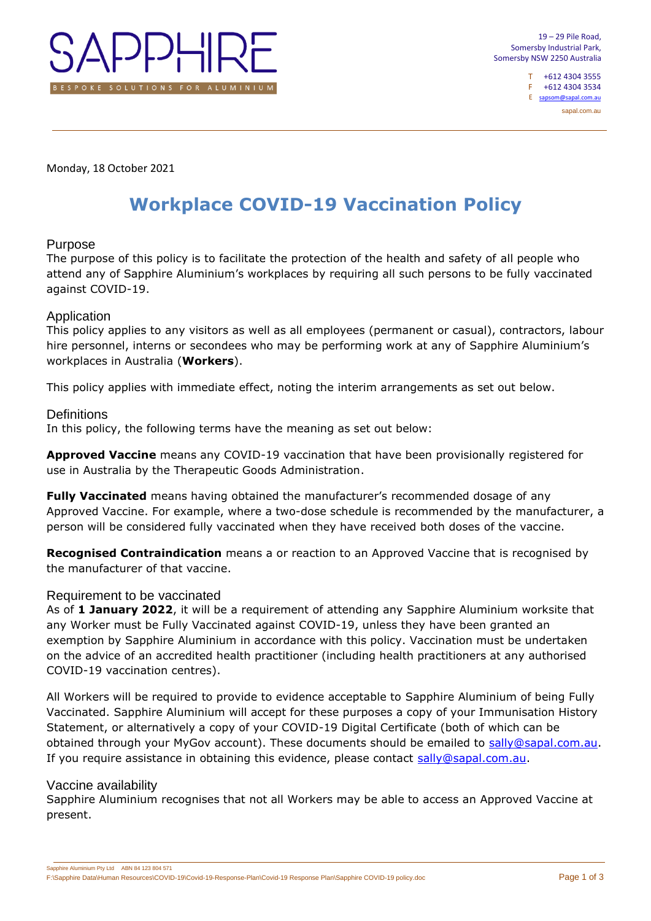# SAPPHIRE

BESPOKE SOLUTIONS FOR ALUMINIUM

19 – 29 Pile Road,
Somersby Industrial Park,
Somersby NSW 2250 Australia

T +612 4304 3555
F +612 4304 3534
E sapsom@sapal.com.au

sapal.com.au

Monday, 18 October 2021

# Workplace COVID-19 Vaccination Policy

## Purpose

The purpose of this policy is to facilitate the protection of the health and safety of all people who attend any of Sapphire Aluminium's workplaces by requiring all such persons to be fully vaccinated against COVID-19.

## Application

This policy applies to any visitors as well as all employees (permanent or casual), contractors, labour hire personnel, interns or secondees who may be performing work at any of Sapphire Aluminium's workplaces in Australia (**Workers**).

This policy applies with immediate effect, noting the interim arrangements as set out below.

## Definitions

In this policy, the following terms have the meaning as set out below:

**Approved Vaccine** means any COVID-19 vaccination that have been provisionally registered for use in Australia by the Therapeutic Goods Administration.

**Fully Vaccinated** means having obtained the manufacturer's recommended dosage of any Approved Vaccine. For example, where a two-dose schedule is recommended by the manufacturer, a person will be considered fully vaccinated when they have received both doses of the vaccine.

**Recognised Contraindication** means a or reaction to an Approved Vaccine that is recognised by the manufacturer of that vaccine.

## Requirement to be vaccinated

As of **1 January 2022**, it will be a requirement of attending any Sapphire Aluminium worksite that any Worker must be Fully Vaccinated against COVID-19, unless they have been granted an exemption by Sapphire Aluminium in accordance with this policy. Vaccination must be undertaken on the advice of an accredited health practitioner (including health practitioners at any authorised COVID-19 vaccination centres).

All Workers will be required to provide to evidence acceptable to Sapphire Aluminium of being Fully Vaccinated. Sapphire Aluminium will accept for these purposes a copy of your Immunisation History Statement, or alternatively a copy of your COVID-19 Digital Certificate (both of which can be obtained through your MyGov account). These documents should be emailed to sally@sapal.com.au. If you require assistance in obtaining this evidence, please contact sally@sapal.com.au.

## Vaccine availability

Sapphire Aluminium recognises that not all Workers may be able to access an Approved Vaccine at present.

Sapphire Aluminium Pty Ltd ABN 84 123 804 571
F:\Sapphire Data\Human Resources\COVID-19\Covid-19-Response-Plan\Covid-19 Response Plan\Sapphire COVID-19 policy.doc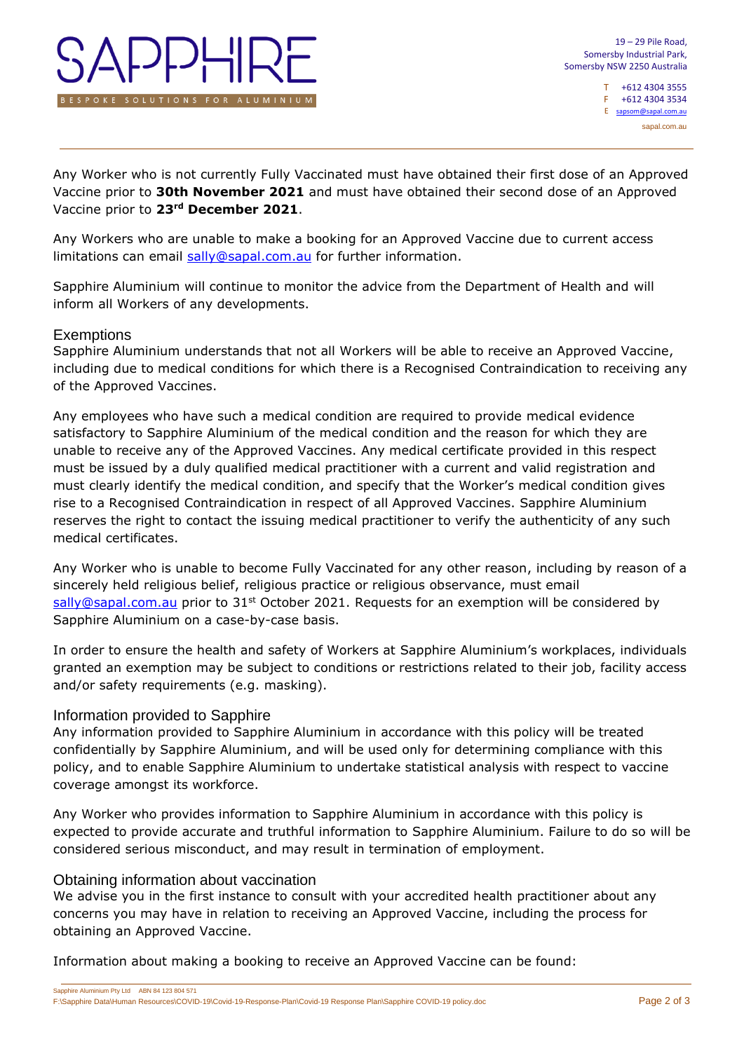Any Worker who is not currently Fully Vaccinated must have obtained their first dose of an Approved Vaccine prior to **30th November 2021** and must have obtained their second dose of an Approved Vaccine prior to **23rd December 2021**.

Any Workers who are unable to make a booking for an Approved Vaccine due to current access limitations can email sally@sapal.com.au for further information.

Sapphire Aluminium will continue to monitor the advice from the Department of Health and will inform all Workers of any developments.

## Exemptions

Sapphire Aluminium understands that not all Workers will be able to receive an Approved Vaccine, including due to medical conditions for which there is a Recognised Contraindication to receiving any of the Approved Vaccines.

Any employees who have such a medical condition are required to provide medical evidence satisfactory to Sapphire Aluminium of the medical condition and the reason for which they are unable to receive any of the Approved Vaccines. Any medical certificate provided in this respect must be issued by a duly qualified medical practitioner with a current and valid registration and must clearly identify the medical condition, and specify that the Worker's medical condition gives rise to a Recognised Contraindication in respect of all Approved Vaccines. Sapphire Aluminium reserves the right to contact the issuing medical practitioner to verify the authenticity of any such medical certificates.

Any Worker who is unable to become Fully Vaccinated for any other reason, including by reason of a sincerely held religious belief, religious practice or religious observance, must email sally@sapal.com.au prior to 31st October 2021. Requests for an exemption will be considered by Sapphire Aluminium on a case-by-case basis.

In order to ensure the health and safety of Workers at Sapphire Aluminium's workplaces, individuals granted an exemption may be subject to conditions or restrictions related to their job, facility access and/or safety requirements (e.g. masking).

## Information provided to Sapphire

Any information provided to Sapphire Aluminium in accordance with this policy will be treated confidentially by Sapphire Aluminium, and will be used only for determining compliance with this policy, and to enable Sapphire Aluminium to undertake statistical analysis with respect to vaccine coverage amongst its workforce.

Any Worker who provides information to Sapphire Aluminium in accordance with this policy is expected to provide accurate and truthful information to Sapphire Aluminium. Failure to do so will be considered serious misconduct, and may result in termination of employment.

## Obtaining information about vaccination

We advise you in the first instance to consult with your accredited health practitioner about any concerns you may have in relation to receiving an Approved Vaccine, including the process for obtaining an Approved Vaccine.

Information about making a booking to receive an Approved Vaccine can be found: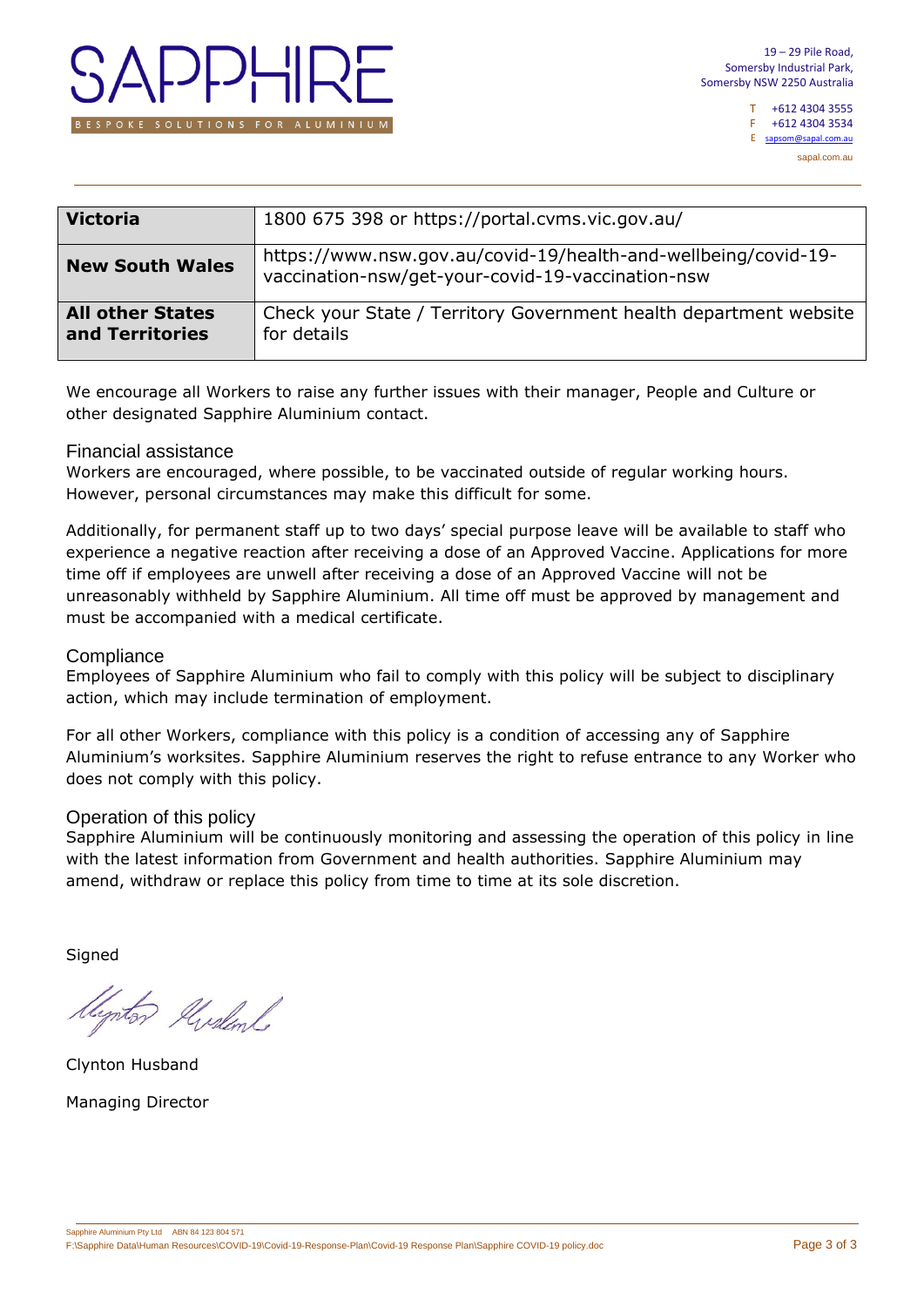| | |
|---|---|
| **Victoria** | 1800 675 398 or https://portal.cvms.vic.gov.au/ |
| **New South Wales** | https://www.nsw.gov.au/covid-19/health-and-wellbeing/covid-19-vaccination-nsw/get-your-covid-19-vaccination-nsw |
| **All other States and Territories** | Check your State / Territory Government health department website for details |

We encourage all Workers to raise any further issues with their manager, People and Culture or other designated Sapphire Aluminium contact.

## Financial assistance

Workers are encouraged, where possible, to be vaccinated outside of regular working hours. However, personal circumstances may make this difficult for some.

Additionally, for permanent staff up to two days' special purpose leave will be available to staff who experience a negative reaction after receiving a dose of an Approved Vaccine. Applications for more time off if employees are unwell after receiving a dose of an Approved Vaccine will not be unreasonably withheld by Sapphire Aluminium. All time off must be approved by management and must be accompanied with a medical certificate.

## Compliance

Employees of Sapphire Aluminium who fail to comply with this policy will be subject to disciplinary action, which may include termination of employment.

For all other Workers, compliance with this policy is a condition of accessing any of Sapphire Aluminium's worksites. Sapphire Aluminium reserves the right to refuse entrance to any Worker who does not comply with this policy.

## Operation of this policy

Sapphire Aluminium will be continuously monitoring and assessing the operation of this policy in line with the latest information from Government and health authorities. Sapphire Aluminium may amend, withdraw or replace this policy from time to time at its sole discretion.

Signed

Clynton Husband

Managing Director